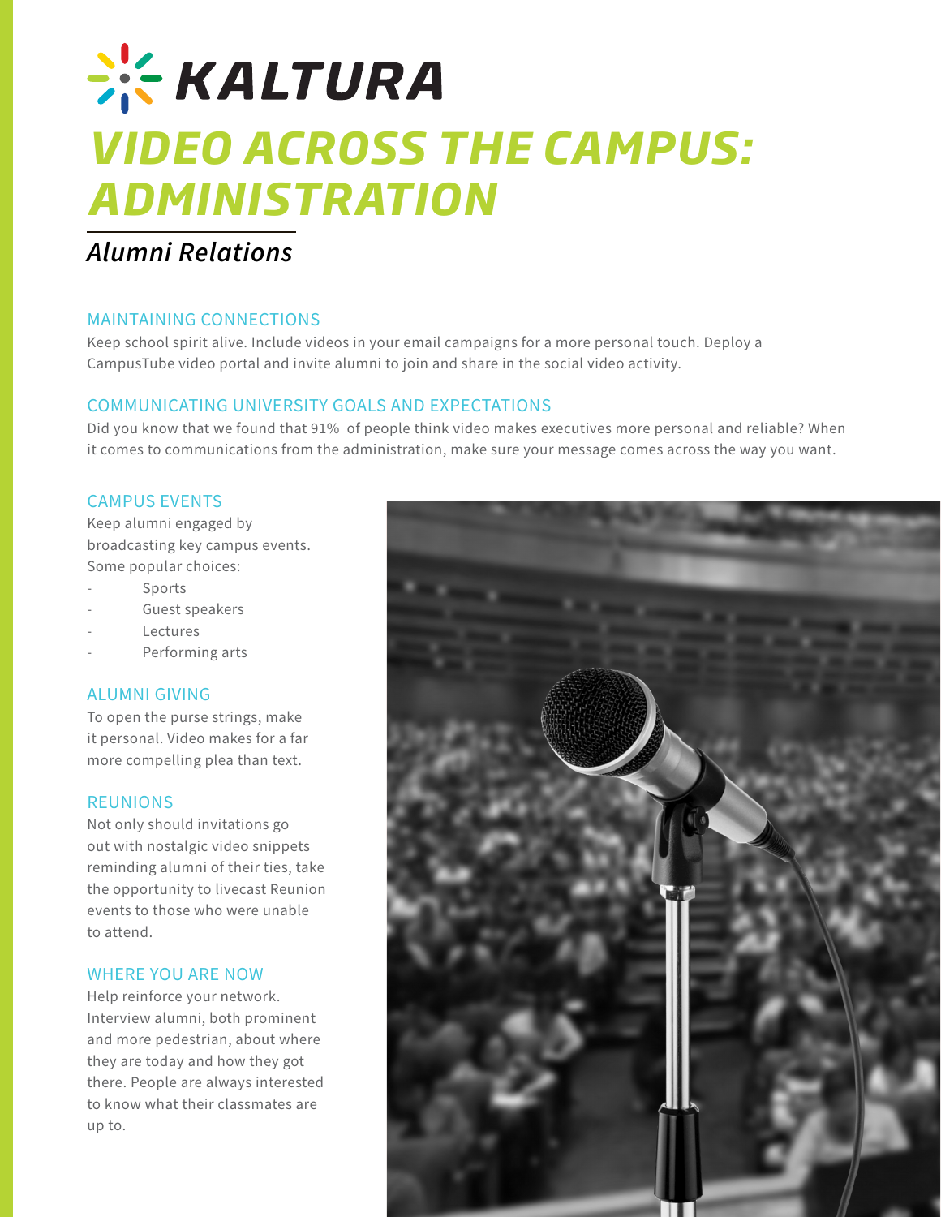KALTURA

# VIDEO ACROSS THE CAMPUS: ADMINISTRATION

## *Alumni Relations*

### MAINTAINING CONNECTIONS

Keep school spirit alive. Include videos in your email campaigns for a more personal touch. Deploy a CampusTube video portal and invite alumni to join and share in the social video activity.

### COMMUNICATING UNIVERSITY GOALS AND EXPECTATIONS

Did you know that we found that 91% of people think video makes executives more personal and reliable? When it comes to communications from the administration, make sure your message comes across the way you want.

### CAMPUS EVENTS

Keep alumni engaged by broadcasting key campus events. Some popular choices:

- Sports
- Guest speakers
- Lectures
- Performing arts

### ALUMNI GIVING

To open the purse strings, make it personal. Video makes for a far more compelling plea than text.

### REUNIONS

Not only should invitations go out with nostalgic video snippets reminding alumni of their ties, take the opportunity to livecast Reunion events to those who were unable to attend.

### WHERE YOU ARE NOW

Help reinforce your network. Interview alumni, both prominent and more pedestrian, about where they are today and how they got there. People are always interested to know what their classmates are up to.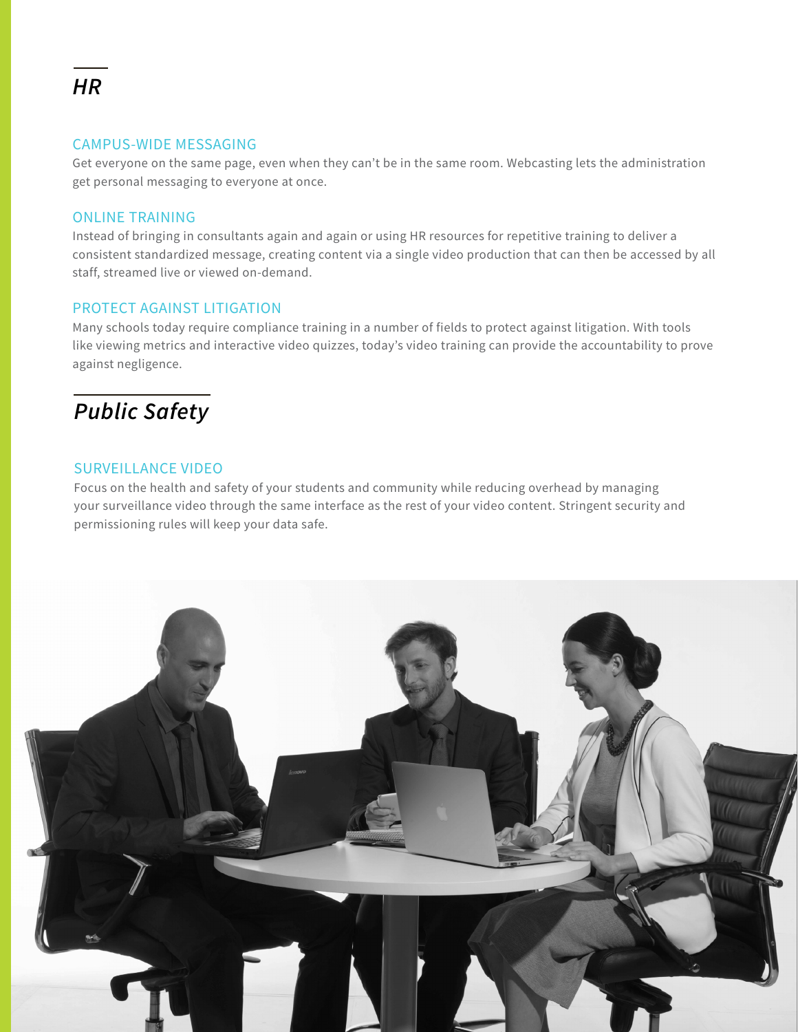## *HR*

### CAMPUS-WIDE MESSAGING

Get everyone on the same page, even when they can't be in the same room. Webcasting lets the administration get personal messaging to everyone at once.

### ONLINE TRAINING

Instead of bringing in consultants again and again or using HR resources for repetitive training to deliver a consistent standardized message, creating content via a single video production that can then be accessed by all staff, streamed live or viewed on-demand.

### PROTECT AGAINST LITIGATION

Many schools today require compliance training in a number of fields to protect against litigation. With tools like viewing metrics and interactive video quizzes, today's video training can provide the accountability to prove against negligence.

## *Public Safety*

### SURVEILLANCE VIDEO

Focus on the health and safety of your students and community while reducing overhead by managing your surveillance video through the same interface as the rest of your video content. Stringent security and permissioning rules will keep your data safe.